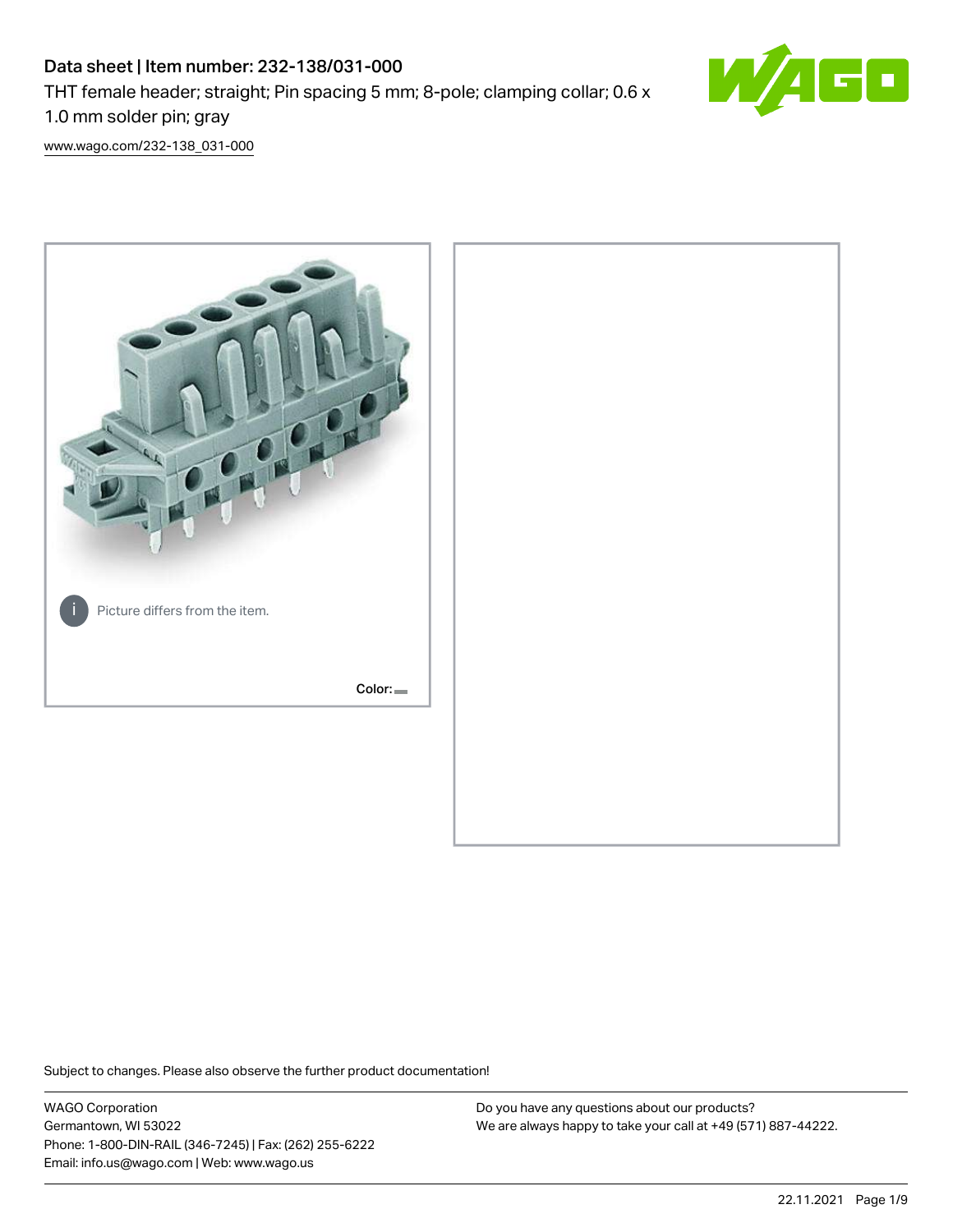# Data sheet | Item number: 232-138/031-000

THT female header; straight; Pin spacing 5 mm; 8-pole; clamping collar; 0.6 x 1.0 mm solder pin; gray

www.wago.com/232-138_031-000

Picture differs from the item.

Color:

Subject to changes. Please also observe the further product documentation!

WAGO Corporation
Germantown, WI 53022
Phone: 1-800-DIN-RAIL (346-7245) | Fax: (262) 255-6222
Email: info.us@wago.com | Web: www.wago.us

Do you have any questions about our products?
We are always happy to take your call at +49 (571) 887-44222.

22.11.2021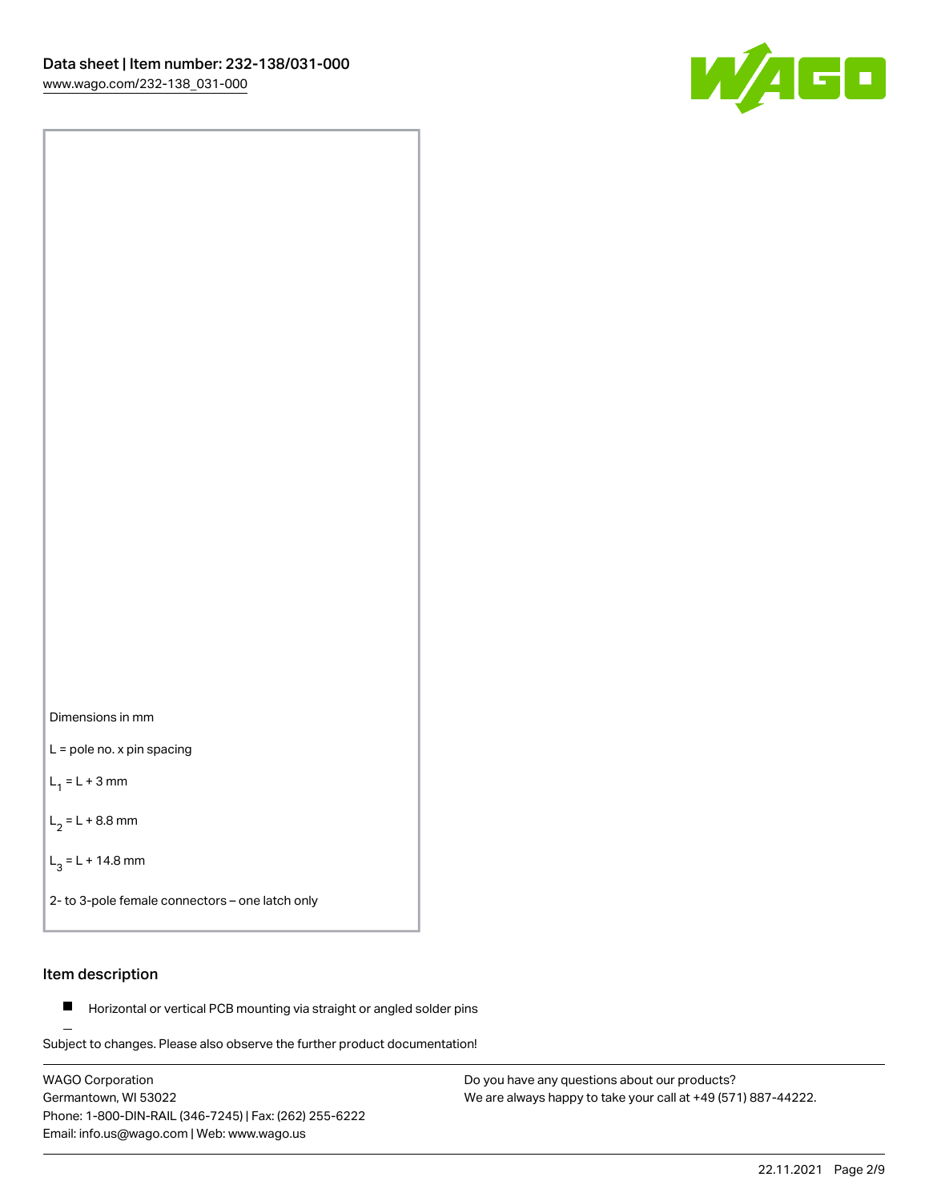Dimensions in mm

L = pole no. x pin spacing

$L_1$ = L + 3 mm

$L_2$ = L + 8.8 mm

$L_3$ = L + 14.8 mm

2- to 3-pole female connectors – one latch only

## Item description

- Horizontal or vertical PCB mounting via straight or angled solder pins

Subject to changes. Please also observe the further product documentation!

WAGO Corporation
Germantown, WI 53022
Phone: 1-800-DIN-RAIL (346-7245) | Fax: (262) 255-6222
Email: info.us@wago.com | Web: www.wago.us

Do you have any questions about our products?
We are always happy to take your call at +49 (571) 887-44222.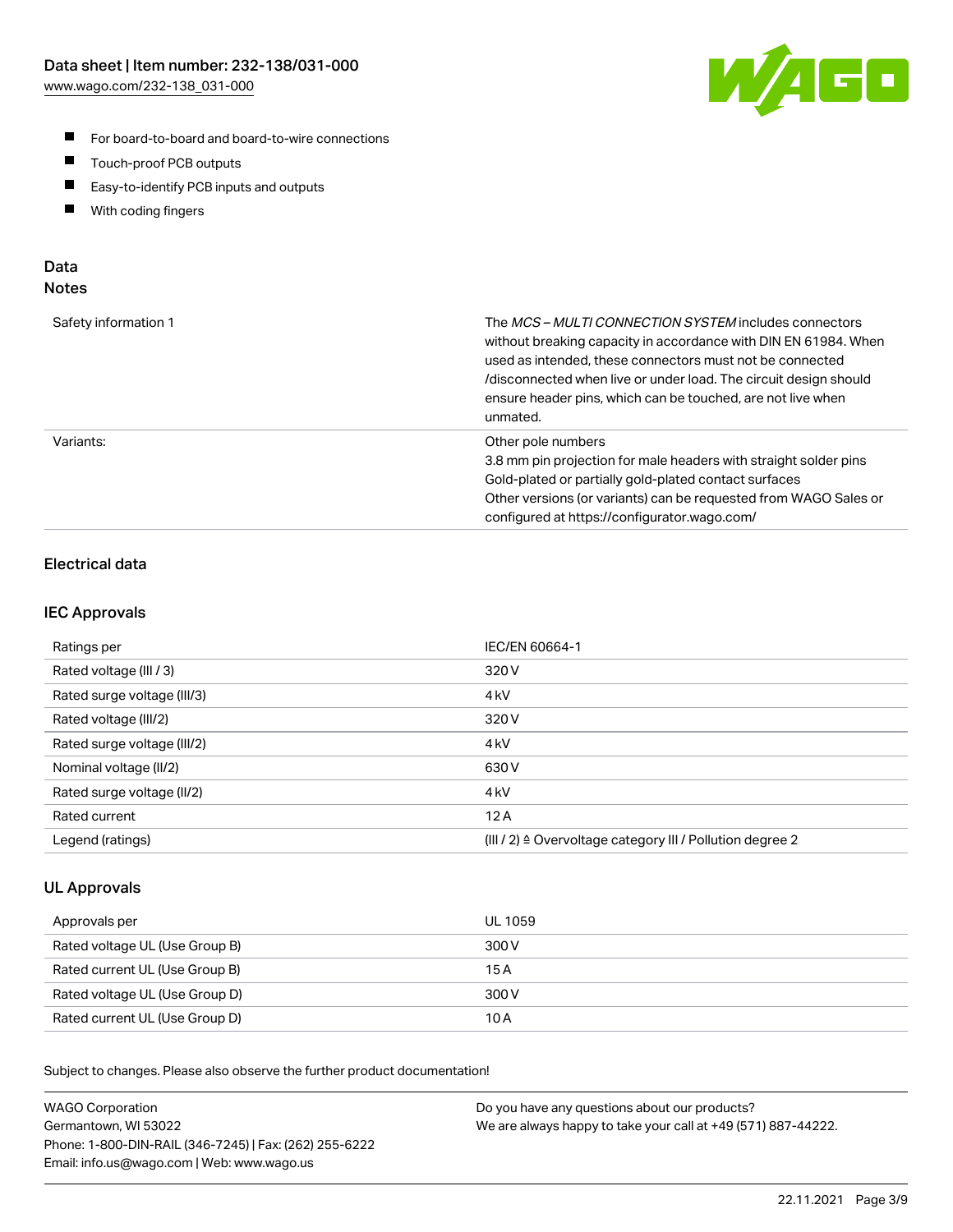- For board-to-board and board-to-wire connections
- Touch-proof PCB outputs
- Easy-to-identify PCB inputs and outputs
- With coding fingers

## Data
### Notes

| | |
|---|---|
| Safety information 1 | The *MCS – MULTI CONNECTION SYSTEM* includes connectors without breaking capacity in accordance with DIN EN 61984. When used as intended, these connectors must not be connected /disconnected when live or under load. The circuit design should ensure header pins, which can be touched, are not live when unmated. |
| Variants: | Other pole numbers<br>3.8 mm pin projection for male headers with straight solder pins<br>Gold-plated or partially gold-plated contact surfaces<br>Other versions (or variants) can be requested from WAGO Sales or configured at https://configurator.wago.com/ |

### Electrical data

### IEC Approvals

| | |
|---|---|
| Ratings per | IEC/EN 60664-1 |
| Rated voltage (III / 3) | 320 V |
| Rated surge voltage (III/3) | 4 kV |
| Rated voltage (III/2) | 320 V |
| Rated surge voltage (III/2) | 4 kV |
| Nominal voltage (II/2) | 630 V |
| Rated surge voltage (II/2) | 4 kV |
| Rated current | 12 A |
| Legend (ratings) | (III / 2) ≙ Overvoltage category III / Pollution degree 2 |

### UL Approvals

| | |
|---|---|
| Approvals per | UL 1059 |
| Rated voltage UL (Use Group B) | 300 V |
| Rated current UL (Use Group B) | 15 A |
| Rated voltage UL (Use Group D) | 300 V |
| Rated current UL (Use Group D) | 10 A |

Subject to changes. Please also observe the further product documentation!

WAGO Corporation
Germantown, WI 53022
Phone: 1-800-DIN-RAIL (346-7245) | Fax: (262) 255-6222
Email: info.us@wago.com | Web: www.wago.us

Do you have any questions about our products?
We are always happy to take your call at +49 (571) 887-44222.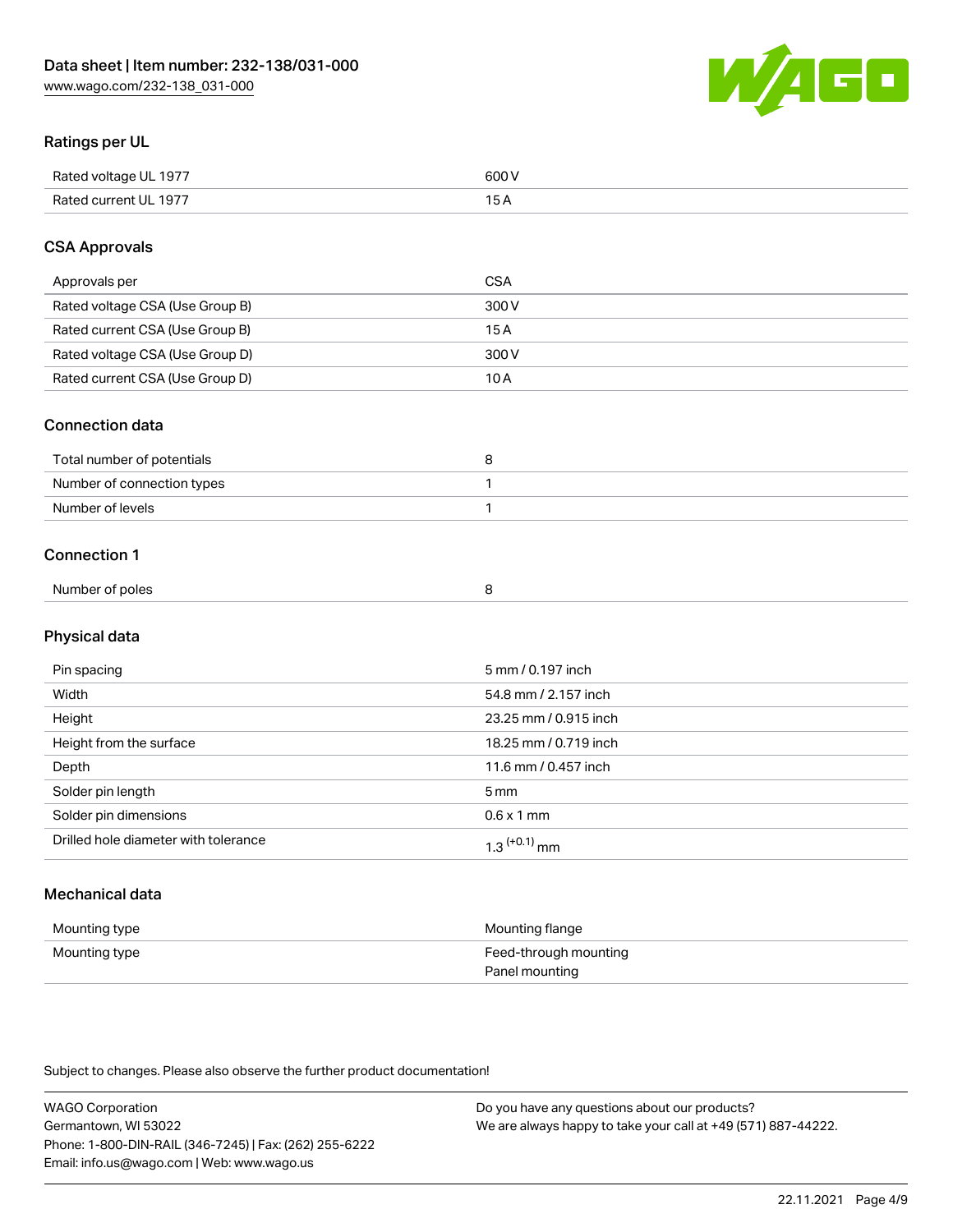## Ratings per UL

| | |
|---|---|
| Rated voltage UL 1977 | 600 V |
| Rated current UL 1977 | 15 A |

## CSA Approvals

| | |
|---|---|
| Approvals per | CSA |
| Rated voltage CSA (Use Group B) | 300 V |
| Rated current CSA (Use Group B) | 15 A |
| Rated voltage CSA (Use Group D) | 300 V |
| Rated current CSA (Use Group D) | 10 A |

## Connection data

| | |
|---|---|
| Total number of potentials | 8 |
| Number of connection types | 1 |
| Number of levels | 1 |

## Connection 1

| | |
|---|---|
| Number of poles | 8 |

## Physical data

| | |
|---|---|
| Pin spacing | 5 mm / 0.197 inch |
| Width | 54.8 mm / 2.157 inch |
| Height | 23.25 mm / 0.915 inch |
| Height from the surface | 18.25 mm / 0.719 inch |
| Depth | 11.6 mm / 0.457 inch |
| Solder pin length | 5 mm |
| Solder pin dimensions | 0.6 x 1 mm |
| Drilled hole diameter with tolerance | $1.3^{(+0.1)}$ mm |

## Mechanical data

| | |
|---|---|
| Mounting type | Mounting flange |
| Mounting type | Feed-through mounting<br>Panel mounting |

Subject to changes. Please also observe the further product documentation!

WAGO Corporation
Germantown, WI 53022
Phone: 1-800-DIN-RAIL (346-7245) | Fax: (262) 255-6222
Email: info.us@wago.com | Web: www.wago.us

Do you have any questions about our products?
We are always happy to take your call at +49 (571) 887-44222.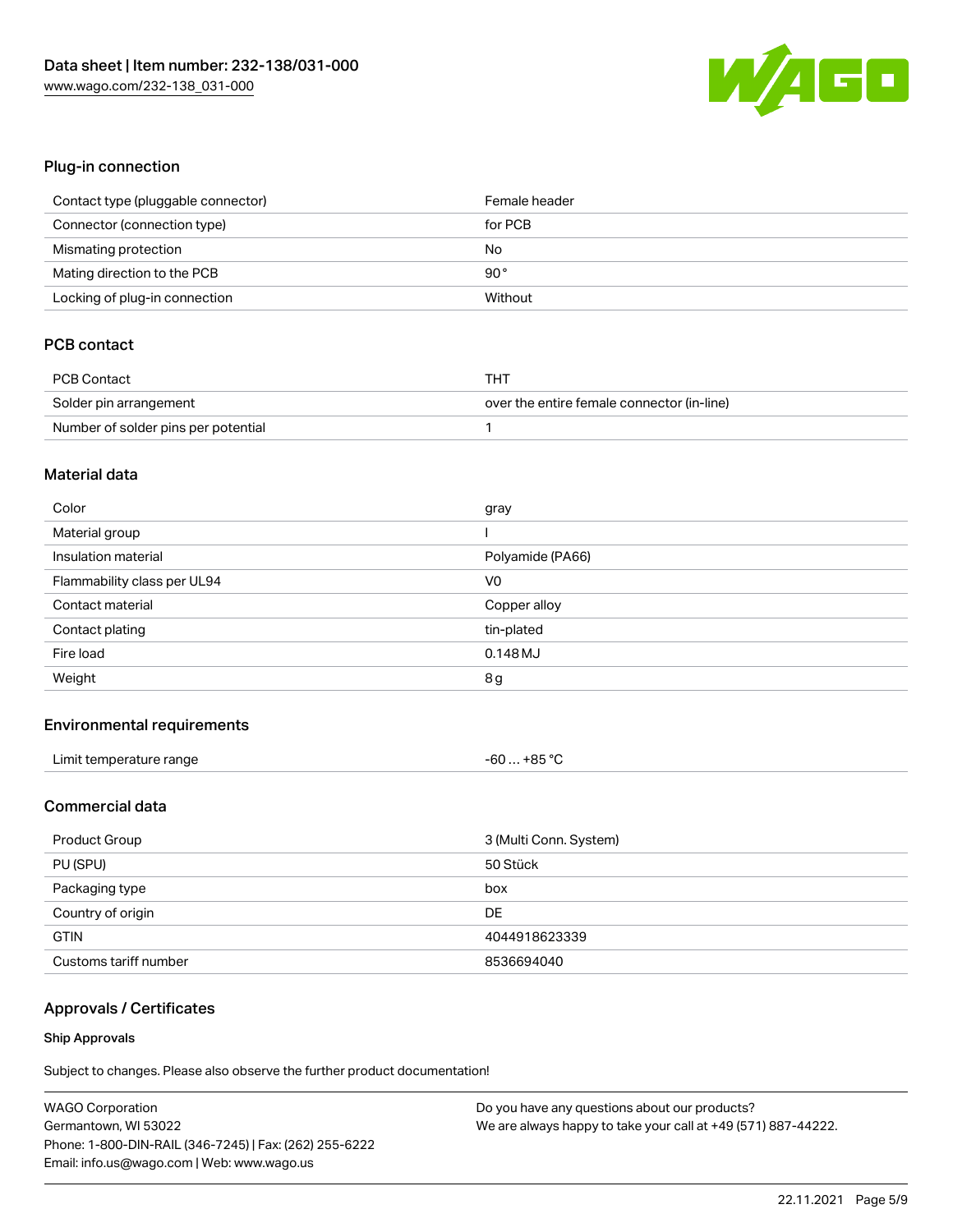## Plug-in connection

| | |
|---|---|
| Contact type (pluggable connector) | Female header |
| Connector (connection type) | for PCB |
| Mismating protection | No |
| Mating direction to the PCB | 90 ° |
| Locking of plug-in connection | Without |

## PCB contact

| | |
|---|---|
| PCB Contact | THT |
| Solder pin arrangement | over the entire female connector (in-line) |
| Number of solder pins per potential | 1 |

## Material data

| | |
|---|---|
| Color | gray |
| Material group | I |
| Insulation material | Polyamide (PA66) |
| Flammability class per UL94 | V0 |
| Contact material | Copper alloy |
| Contact plating | tin-plated |
| Fire load | 0.148 MJ |
| Weight | 8 g |

## Environmental requirements

| | |
|---|---|
| Limit temperature range | -60 … +85 °C |

## Commercial data

| | |
|---|---|
| Product Group | 3 (Multi Conn. System) |
| PU (SPU) | 50 Stück |
| Packaging type | box |
| Country of origin | DE |
| GTIN | 4044918623339 |
| Customs tariff number | 8536694040 |

## Approvals / Certificates

### Ship Approvals

Subject to changes. Please also observe the further product documentation!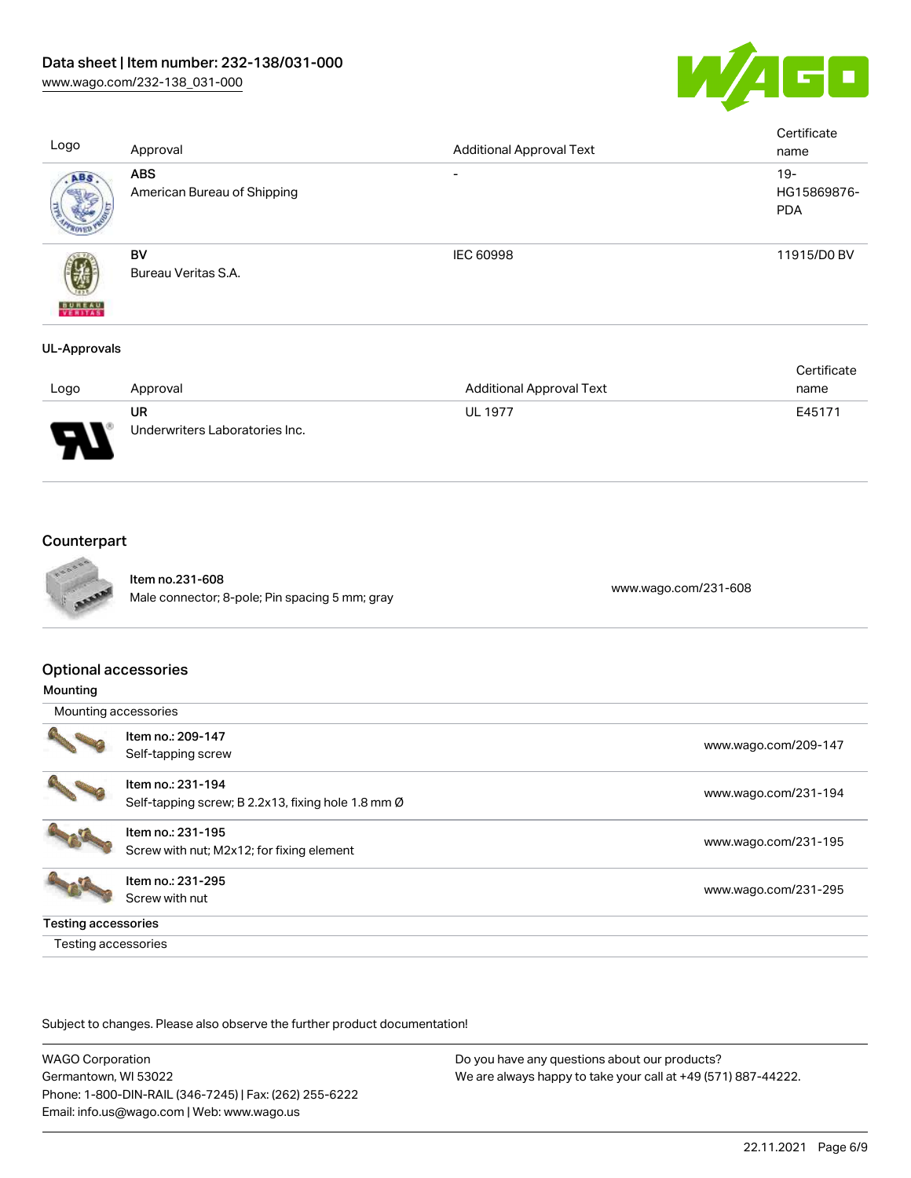| Logo | Approval | Additional Approval Text | Certificate name |
| --- | --- | --- | --- |
| | **ABS** American Bureau of Shipping | - | 19-HG15869876-PDA |
| | **BV** Bureau Veritas S.A. | IEC 60998 | 11915/D0 BV |

**UL-Approvals**

| Logo | Approval | Additional Approval Text | Certificate name |
| --- | --- | --- | --- |
| | **UR** Underwriters Laboratories Inc. | UL 1977 | E45171 |

## Counterpart

| | | |
| --- | --- | --- |
| | Item no.231-608<br>Male connector; 8-pole; Pin spacing 5 mm; gray | www.wago.com/231-608 |

## Optional accessories

### Mounting

Mounting accessories

| | | |
| --- | --- | --- |
| | Item no.: 209-147<br>Self-tapping screw | www.wago.com/209-147 |
| | Item no.: 231-194<br>Self-tapping screw; B 2.2x13, fixing hole 1.8 mm Ø | www.wago.com/231-194 |
| | Item no.: 231-195<br>Screw with nut; M2x12; for fixing element | www.wago.com/231-195 |
| | Item no.: 231-295<br>Screw with nut | www.wago.com/231-295 |

### Testing accessories

Testing accessories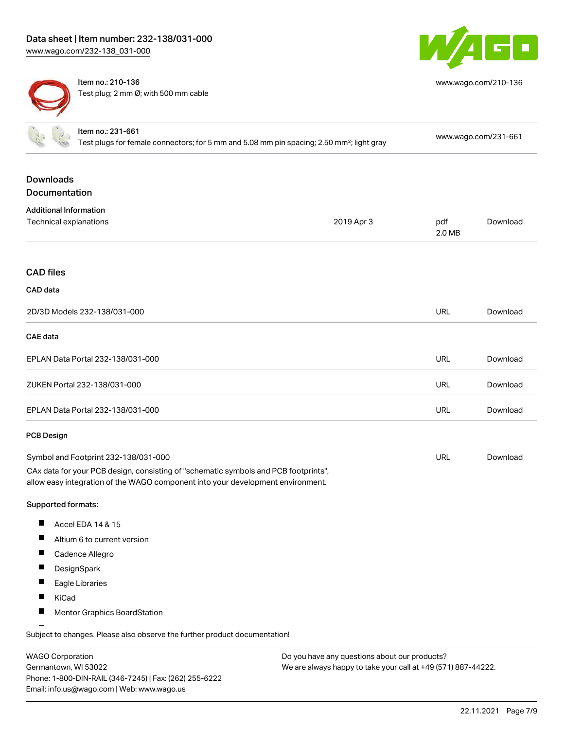| Item no.: 210-136<br>Test plug; 2 mm Ø; with 500 mm cable | www.wago.com/210-136 |
| --- | --- |
| Item no.: 231-661<br>Test plugs for female connectors; for 5 mm and 5.08 mm pin spacing; 2,50 mm²; light gray | www.wago.com/231-661 |

## Downloads

### Documentation

#### Additional Information

| Technical explanations | 2019 Apr 3 | pdf<br>2.0 MB | Download |
| --- | --- | --- | --- |

### CAD files

#### CAD data

| 2D/3D Models 232-138/031-000 | URL | Download |
| --- | --- | --- |

#### CAE data

| EPLAN Data Portal 232-138/031-000 | URL | Download |
| --- | --- | --- |
| ZUKEN Portal 232-138/031-000 | URL | Download |
| EPLAN Data Portal 232-138/031-000 | URL | Download |

#### PCB Design

| Symbol and Footprint 232-138/031-000 | URL | Download |
| --- | --- | --- |

CAx data for your PCB design, consisting of "schematic symbols and PCB footprints", allow easy integration of the WAGO component into your development environment.

Supported formats:

- Accel EDA 14 & 15
- Altium 6 to current version
- Cadence Allegro
- DesignSpark
- Eagle Libraries
- KiCad
- Mentor Graphics BoardStation

Subject to changes. Please also observe the further product documentation!

WAGO Corporation
Germantown, WI 53022
Phone: 1-800-DIN-RAIL (346-7245) | Fax: (262) 255-6222
Email: info.us@wago.com | Web: www.wago.us

Do you have any questions about our products?
We are always happy to take your call at +49 (571) 887-44222.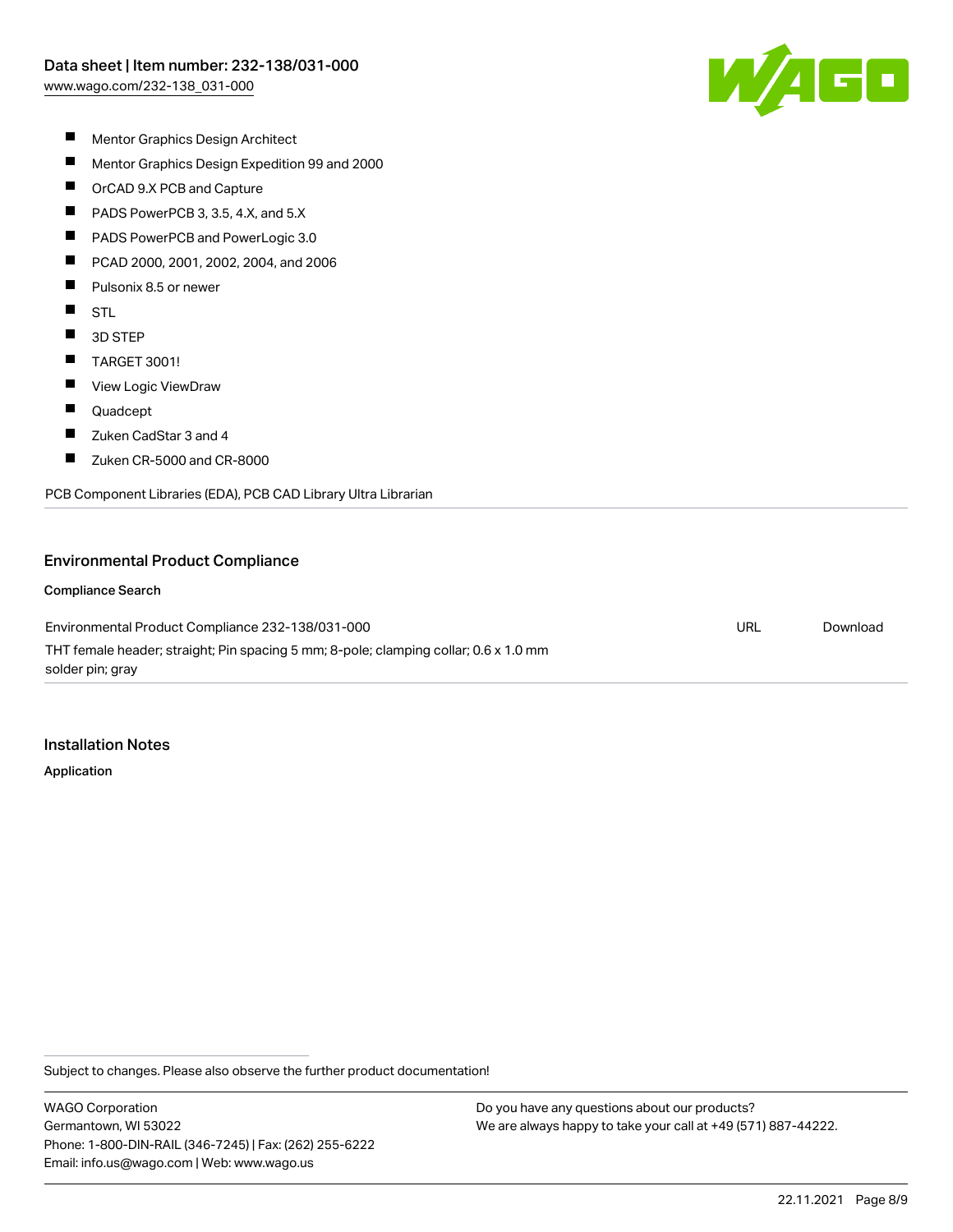- Mentor Graphics Design Architect
- Mentor Graphics Design Expedition 99 and 2000
- OrCAD 9.X PCB and Capture
- PADS PowerPCB 3, 3.5, 4.X, and 5.X
- PADS PowerPCB and PowerLogic 3.0
- PCAD 2000, 2001, 2002, 2004, and 2006
- Pulsonix 8.5 or newer
- STL
- 3D STEP
- TARGET 3001!
- View Logic ViewDraw
- Quadcept
- Zuken CadStar 3 and 4
- Zuken CR-5000 and CR-8000

PCB Component Libraries (EDA), PCB CAD Library Ultra Librarian

## Environmental Product Compliance

### Compliance Search

| | | |
|---|---|---|
| Environmental Product Compliance 232-138/031-000<br>THT female header; straight; Pin spacing 5 mm; 8-pole; clamping collar; 0.6 x 1.0 mm solder pin; gray | URL | Download |

## Installation Notes

### Application

Subject to changes. Please also observe the further product documentation!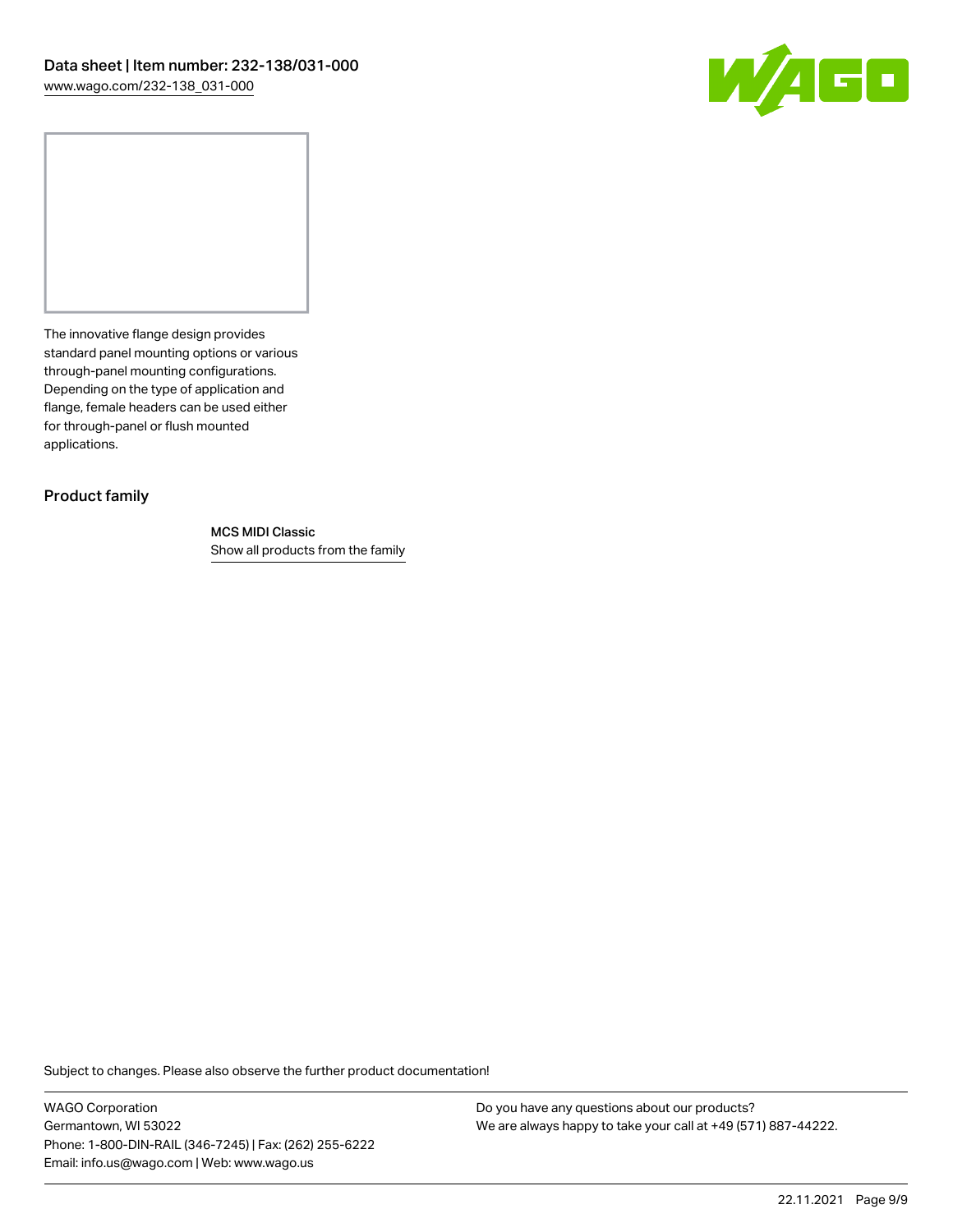The innovative flange design provides standard panel mounting options or various through-panel mounting configurations. Depending on the type of application and flange, female headers can be used either for through-panel or flush mounted applications.

## Product family

MCS MIDI Classic
Show all products from the family

Subject to changes. Please also observe the further product documentation!

WAGO Corporation
Germantown, WI 53022
Phone: 1-800-DIN-RAIL (346-7245) | Fax: (262) 255-6222
Email: info.us@wago.com | Web: www.wago.us

Do you have any questions about our products?
We are always happy to take your call at +49 (571) 887-44222.